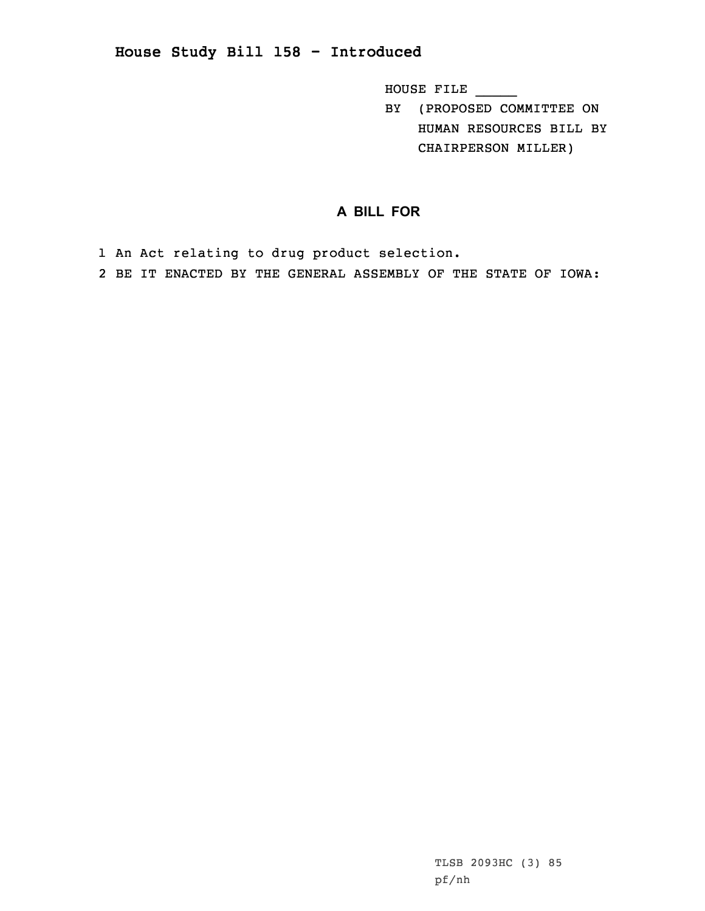# House Study Bill 158 - Introduced

HOUSE FILE _____

BY (PROPOSED COMMITTEE ON HUMAN RESOURCES BILL BY CHAIRPERSON MILLER)

## A BILL FOR

1 An Act relating to drug product selection.

2 BE IT ENACTED BY THE GENERAL ASSEMBLY OF THE STATE OF IOWA:

TLSB 2093HC (3) 85

pf/nh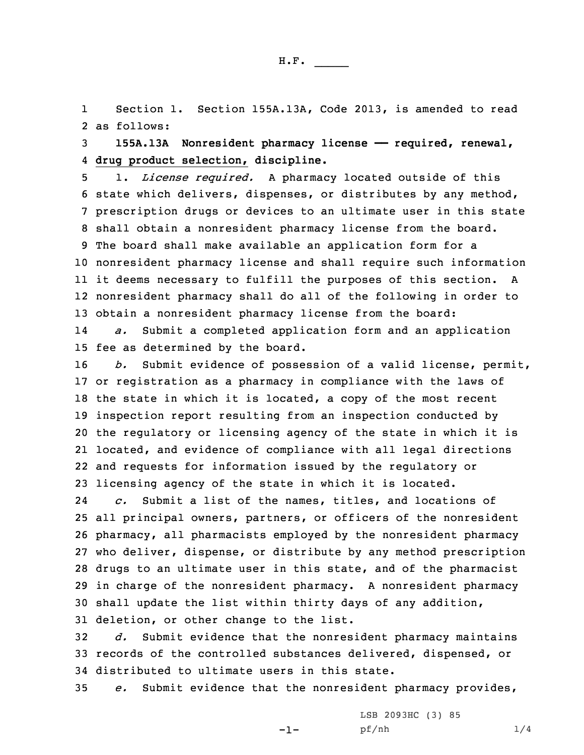Section 1. Section 155A.13A, Code 2013, is amended to read as follows:

**155A.13A Nonresident pharmacy license — required, renewal, <u>drug product selection,</u> discipline.**

1. *License required.* A pharmacy located outside of this state which delivers, dispenses, or distributes by any method, prescription drugs or devices to an ultimate user in this state shall obtain a nonresident pharmacy license from the board. The board shall make available an application form for a nonresident pharmacy license and shall require such information it deems necessary to fulfill the purposes of this section. A nonresident pharmacy shall do all of the following in order to obtain a nonresident pharmacy license from the board:

*a.* Submit a completed application form and an application fee as determined by the board.

*b.* Submit evidence of possession of a valid license, permit, or registration as a pharmacy in compliance with the laws of the state in which it is located, a copy of the most recent inspection report resulting from an inspection conducted by the regulatory or licensing agency of the state in which it is located, and evidence of compliance with all legal directions and requests for information issued by the regulatory or licensing agency of the state in which it is located.

*c.* Submit a list of the names, titles, and locations of all principal owners, partners, or officers of the nonresident pharmacy, all pharmacists employed by the nonresident pharmacy who deliver, dispense, or distribute by any method prescription drugs to an ultimate user in this state, and of the pharmacist in charge of the nonresident pharmacy. A nonresident pharmacy shall update the list within thirty days of any addition, deletion, or other change to the list.

*d.* Submit evidence that the nonresident pharmacy maintains records of the controlled substances delivered, dispensed, or distributed to ultimate users in this state.

*e.* Submit evidence that the nonresident pharmacy provides,

LSB 2093HC (3) 85
pf/nh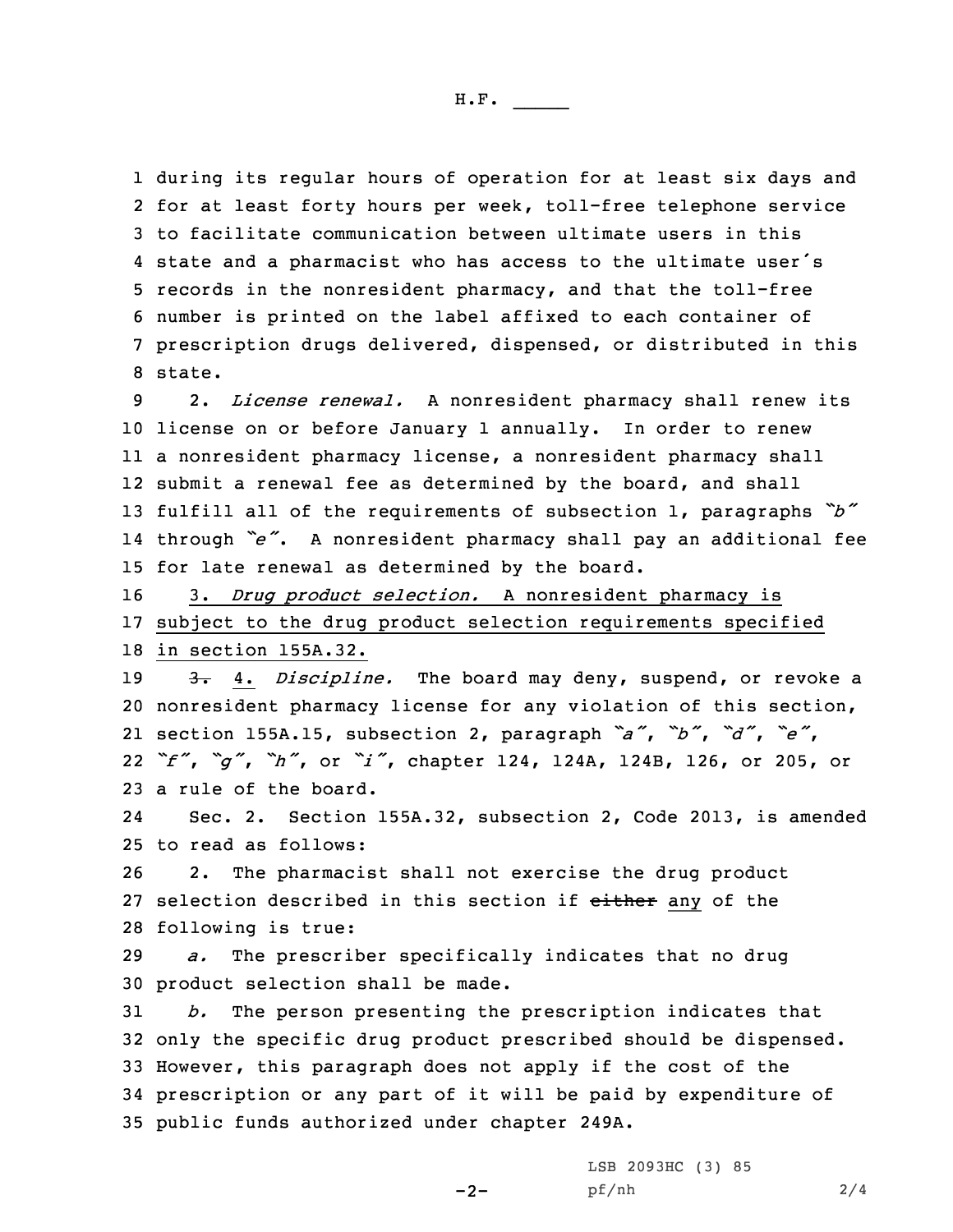during its regular hours of operation for at least six days and for at least forty hours per week, toll-free telephone service to facilitate communication between ultimate users in this state and a pharmacist who has access to the ultimate user's records in the nonresident pharmacy, and that the toll-free number is printed on the label affixed to each container of prescription drugs delivered, dispensed, or distributed in this state.

2. *License renewal.* A nonresident pharmacy shall renew its license on or before January 1 annually. In order to renew a nonresident pharmacy license, a nonresident pharmacy shall submit a renewal fee as determined by the board, and shall fulfill all of the requirements of subsection 1, paragraphs *"b"* through *"e"*. A nonresident pharmacy shall pay an additional fee for late renewal as determined by the board.

3. *Drug product selection.* A nonresident pharmacy is subject to the drug product selection requirements specified in section 155A.32.

~~3.~~ 4. *Discipline.* The board may deny, suspend, or revoke a nonresident pharmacy license for any violation of this section, section 155A.15, subsection 2, paragraph *"a"*, *"b"*, *"d"*, *"e"*, *"f"*, *"g"*, *"h"*, or *"i"*, chapter 124, 124A, 124B, 126, or 205, or a rule of the board.

Sec. 2. Section 155A.32, subsection 2, Code 2013, is amended to read as follows:

2. The pharmacist shall not exercise the drug product selection described in this section if ~~either~~ any of the following is true:

*a.* The prescriber specifically indicates that no drug product selection shall be made.

*b.* The person presenting the prescription indicates that only the specific drug product prescribed should be dispensed. However, this paragraph does not apply if the cost of the prescription or any part of it will be paid by expenditure of public funds authorized under chapter 249A.

LSB 2093HC (3) 85

pf/nh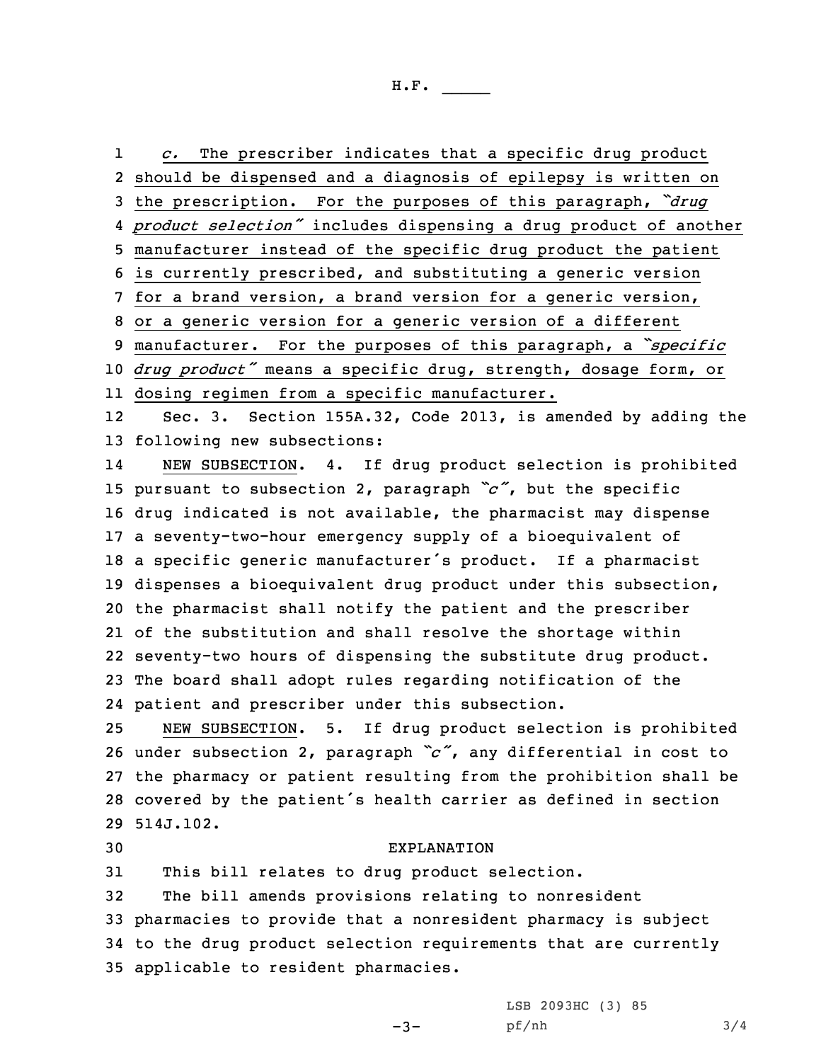*c.* The prescriber indicates that a specific drug product should be dispensed and a diagnosis of epilepsy is written on the prescription. For the purposes of this paragraph, *"drug product selection"* includes dispensing a drug product of another manufacturer instead of the specific drug product the patient is currently prescribed, and substituting a generic version for a brand version, a brand version for a generic version, or a generic version for a generic version of a different manufacturer. For the purposes of this paragraph, a *"specific drug product"* means a specific drug, strength, dosage form, or dosing regimen from a specific manufacturer.

Sec. 3. Section 155A.32, Code 2013, is amended by adding the following new subsections:

NEW SUBSECTION. 4. If drug product selection is prohibited pursuant to subsection 2, paragraph *"c"*, but the specific drug indicated is not available, the pharmacist may dispense a seventy-two-hour emergency supply of a bioequivalent of a specific generic manufacturer's product. If a pharmacist dispenses a bioequivalent drug product under this subsection, the pharmacist shall notify the patient and the prescriber of the substitution and shall resolve the shortage within seventy-two hours of dispensing the substitute drug product. The board shall adopt rules regarding notification of the patient and prescriber under this subsection.

NEW SUBSECTION. 5. If drug product selection is prohibited under subsection 2, paragraph *"c"*, any differential in cost to the pharmacy or patient resulting from the prohibition shall be covered by the patient's health carrier as defined in section 514J.102.

EXPLANATION

This bill relates to drug product selection.

The bill amends provisions relating to nonresident pharmacies to provide that a nonresident pharmacy is subject to the drug product selection requirements that are currently applicable to resident pharmacies.

LSB 2093HC (3) 85
pf/nh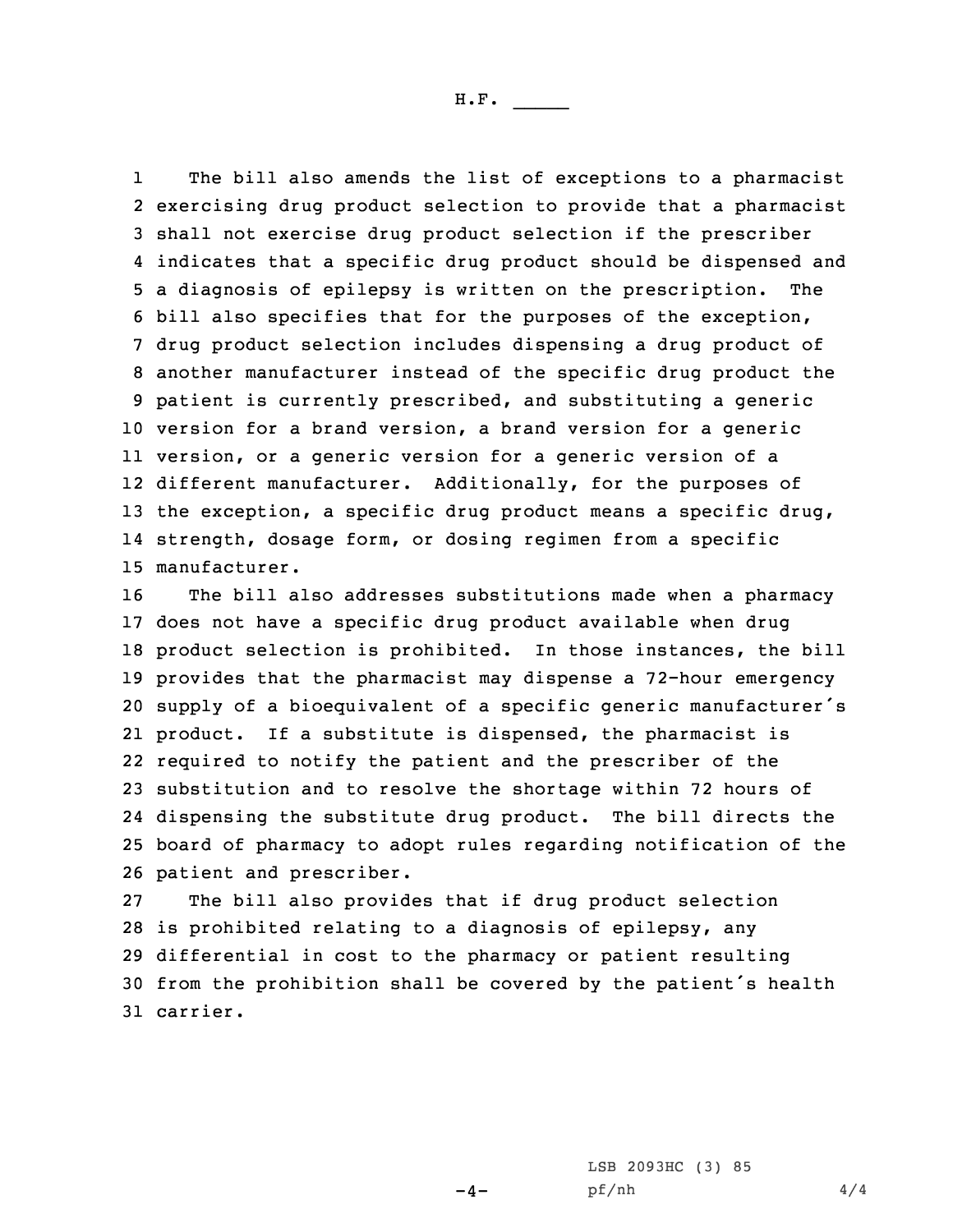The bill also amends the list of exceptions to a pharmacist exercising drug product selection to provide that a pharmacist shall not exercise drug product selection if the prescriber indicates that a specific drug product should be dispensed and a diagnosis of epilepsy is written on the prescription. The bill also specifies that for the purposes of the exception, drug product selection includes dispensing a drug product of another manufacturer instead of the specific drug product the patient is currently prescribed, and substituting a generic version for a brand version, a brand version for a generic version, or a generic version for a generic version of a different manufacturer. Additionally, for the purposes of the exception, a specific drug product means a specific drug, strength, dosage form, or dosing regimen from a specific manufacturer.

The bill also addresses substitutions made when a pharmacy does not have a specific drug product available when drug product selection is prohibited. In those instances, the bill provides that the pharmacist may dispense a 72-hour emergency supply of a bioequivalent of a specific generic manufacturer's product. If a substitute is dispensed, the pharmacist is required to notify the patient and the prescriber of the substitution and to resolve the shortage within 72 hours of dispensing the substitute drug product. The bill directs the board of pharmacy to adopt rules regarding notification of the patient and prescriber.

The bill also provides that if drug product selection is prohibited relating to a diagnosis of epilepsy, any differential in cost to the pharmacy or patient resulting from the prohibition shall be covered by the patient's health carrier.